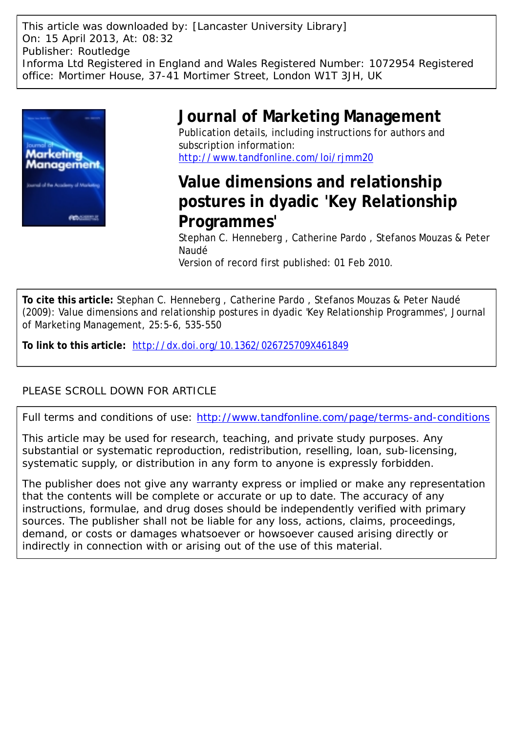This article was downloaded by: [Lancaster University Library]
On: 15 April 2013, At: 08:32
Publisher: Routledge
Informa Ltd Registered in England and Wales Registered Number: 1072954 Registered office: Mortimer House, 37-41 Mortimer Street, London W1T 3JH, UK

# Journal of Marketing Management

Publication details, including instructions for authors and subscription information:
http://www.tandfonline.com/loi/rjmm20

## Value dimensions and relationship postures in dyadic 'Key Relationship Programmes'

Stephan C. Henneberg , Catherine Pardo , Stefanos Mouzas & Peter Naudé

Version of record first published: 01 Feb 2010.

**To cite this article:** Stephan C. Henneberg , Catherine Pardo , Stefanos Mouzas & Peter Naudé (2009): Value dimensions and relationship postures in dyadic 'Key Relationship Programmes', Journal of Marketing Management, 25:5-6, 535-550

**To link to this article:** http://dx.doi.org/10.1362/026725709X461849

PLEASE SCROLL DOWN FOR ARTICLE

Full terms and conditions of use: http://www.tandfonline.com/page/terms-and-conditions

This article may be used for research, teaching, and private study purposes. Any substantial or systematic reproduction, redistribution, reselling, loan, sub-licensing, systematic supply, or distribution in any form to anyone is expressly forbidden.

The publisher does not give any warranty express or implied or make any representation that the contents will be complete or accurate or up to date. The accuracy of any instructions, formulae, and drug doses should be independently verified with primary sources. The publisher shall not be liable for any loss, actions, claims, proceedings, demand, or costs or damages whatsoever or howsoever caused arising directly or indirectly in connection with or arising out of the use of this material.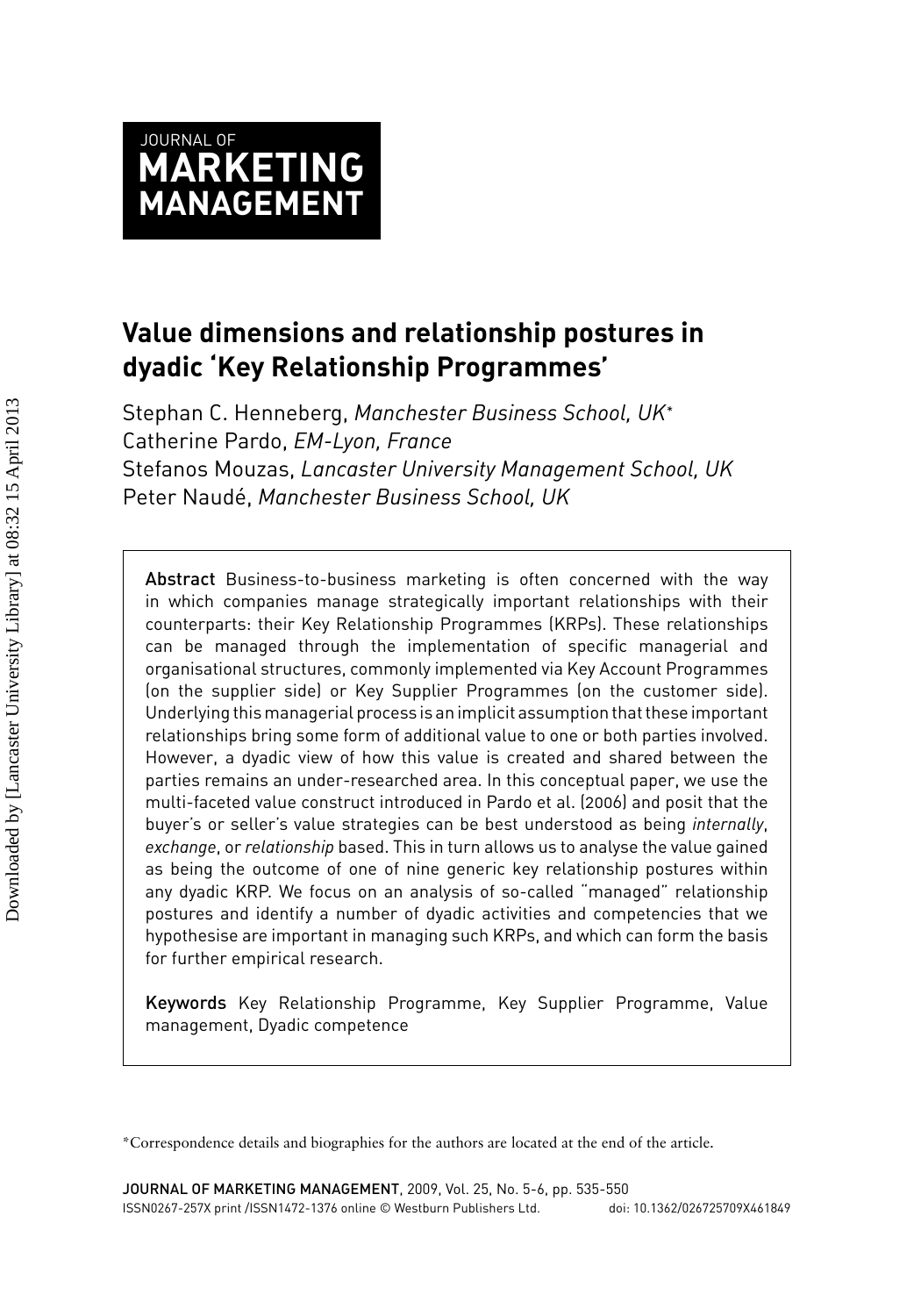JOURNAL OF
**MARKETING MANAGEMENT**

# Value dimensions and relationship postures in dyadic 'Key Relationship Programmes'

Stephan C. Henneberg, *Manchester Business School, UK**
Catherine Pardo, *EM-Lyon, France*
Stefanos Mouzas, *Lancaster University Management School, UK*
Peter Naudé, *Manchester Business School, UK*

**Abstract** Business-to-business marketing is often concerned with the way in which companies manage strategically important relationships with their counterparts: their Key Relationship Programmes (KRPs). These relationships can be managed through the implementation of specific managerial and organisational structures, commonly implemented via Key Account Programmes (on the supplier side) or Key Supplier Programmes (on the customer side). Underlying this managerial process is an implicit assumption that these important relationships bring some form of additional value to one or both parties involved. However, a dyadic view of how this value is created and shared between the parties remains an under-researched area. In this conceptual paper, we use the multi-faceted value construct introduced in Pardo et al. (2006) and posit that the buyer's or seller's value strategies can be best understood as being *internally*, *exchange*, or *relationship* based. This in turn allows us to analyse the value gained as being the outcome of one of nine generic key relationship postures within any dyadic KRP. We focus on an analysis of so-called "managed" relationship postures and identify a number of dyadic activities and competencies that we hypothesise are important in managing such KRPs, and which can form the basis for further empirical research.

**Keywords** Key Relationship Programme, Key Supplier Programme, Value management, Dyadic competence

*Correspondence details and biographies for the authors are located at the end of the article.

ISSN0267-257X print /ISSN1472-1376 online © Westburn Publishers Ltd. doi: 10.1362/026725709X461849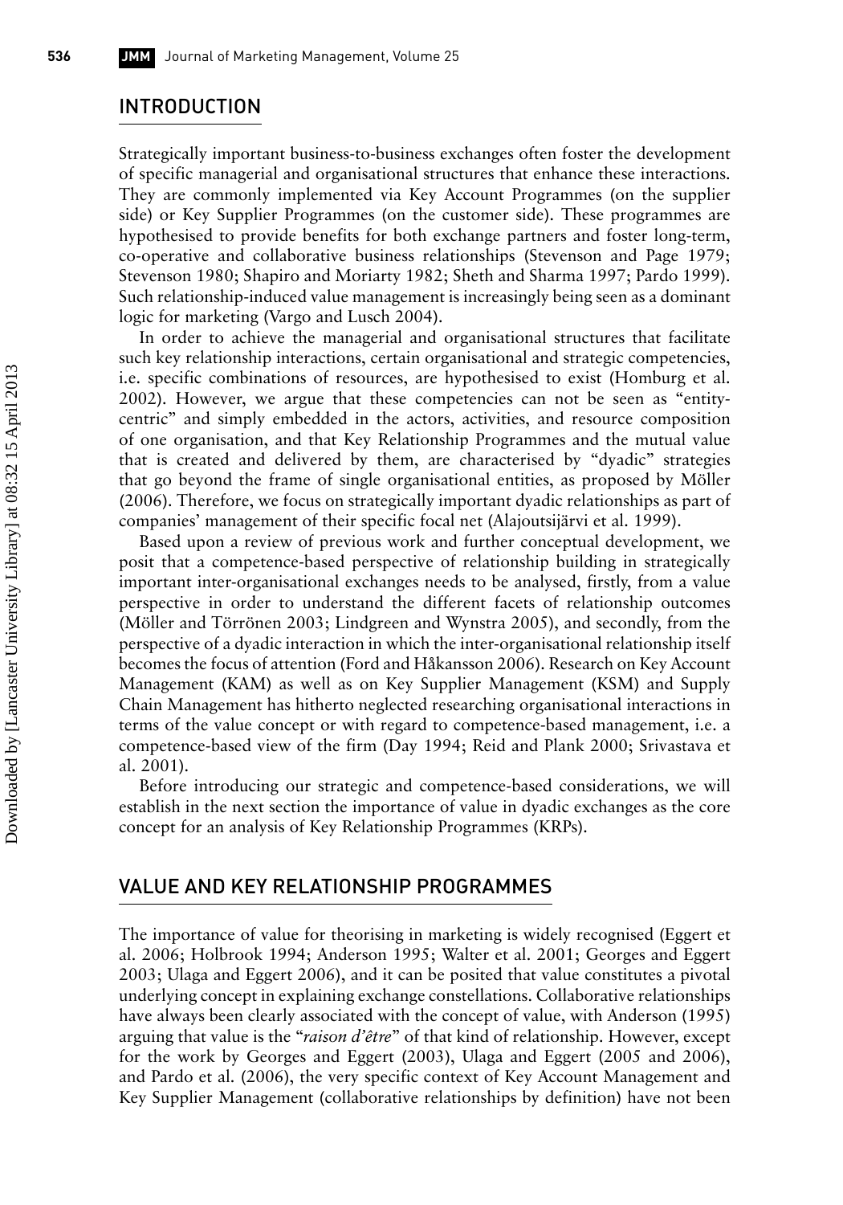## INTRODUCTION

Strategically important business-to-business exchanges often foster the development of specific managerial and organisational structures that enhance these interactions. They are commonly implemented via Key Account Programmes (on the supplier side) or Key Supplier Programmes (on the customer side). These programmes are hypothesised to provide benefits for both exchange partners and foster long-term, co-operative and collaborative business relationships (Stevenson and Page 1979; Stevenson 1980; Shapiro and Moriarty 1982; Sheth and Sharma 1997; Pardo 1999). Such relationship-induced value management is increasingly being seen as a dominant logic for marketing (Vargo and Lusch 2004).

In order to achieve the managerial and organisational structures that facilitate such key relationship interactions, certain organisational and strategic competencies, i.e. specific combinations of resources, are hypothesised to exist (Homburg et al. 2002). However, we argue that these competencies can not be seen as "entity-centric" and simply embedded in the actors, activities, and resource composition of one organisation, and that Key Relationship Programmes and the mutual value that is created and delivered by them, are characterised by "dyadic" strategies that go beyond the frame of single organisational entities, as proposed by Möller (2006). Therefore, we focus on strategically important dyadic relationships as part of companies' management of their specific focal net (Alajoutsijärvi et al. 1999).

Based upon a review of previous work and further conceptual development, we posit that a competence-based perspective of relationship building in strategically important inter-organisational exchanges needs to be analysed, firstly, from a value perspective in order to understand the different facets of relationship outcomes (Möller and Törrönen 2003; Lindgreen and Wynstra 2005), and secondly, from the perspective of a dyadic interaction in which the inter-organisational relationship itself becomes the focus of attention (Ford and Håkansson 2006). Research on Key Account Management (KAM) as well as on Key Supplier Management (KSM) and Supply Chain Management has hitherto neglected researching organisational interactions in terms of the value concept or with regard to competence-based management, i.e. a competence-based view of the firm (Day 1994; Reid and Plank 2000; Srivastava et al. 2001).

Before introducing our strategic and competence-based considerations, we will establish in the next section the importance of value in dyadic exchanges as the core concept for an analysis of Key Relationship Programmes (KRPs).

## VALUE AND KEY RELATIONSHIP PROGRAMMES

The importance of value for theorising in marketing is widely recognised (Eggert et al. 2006; Holbrook 1994; Anderson 1995; Walter et al. 2001; Georges and Eggert 2003; Ulaga and Eggert 2006), and it can be posited that value constitutes a pivotal underlying concept in explaining exchange constellations. Collaborative relationships have always been clearly associated with the concept of value, with Anderson (1995) arguing that value is the "*raison d'être*" of that kind of relationship. However, except for the work by Georges and Eggert (2003), Ulaga and Eggert (2005 and 2006), and Pardo et al. (2006), the very specific context of Key Account Management and Key Supplier Management (collaborative relationships by definition) have not been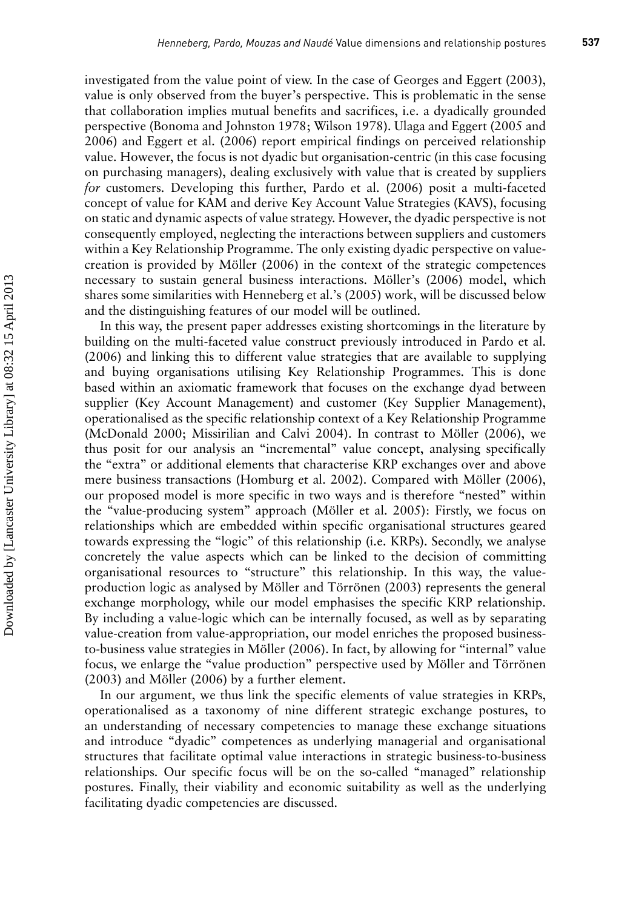investigated from the value point of view. In the case of Georges and Eggert (2003), value is only observed from the buyer's perspective. This is problematic in the sense that collaboration implies mutual benefits and sacrifices, i.e. a dyadically grounded perspective (Bonoma and Johnston 1978; Wilson 1978). Ulaga and Eggert (2005 and 2006) and Eggert et al. (2006) report empirical findings on perceived relationship value. However, the focus is not dyadic but organisation-centric (in this case focusing on purchasing managers), dealing exclusively with value that is created by suppliers *for* customers. Developing this further, Pardo et al. (2006) posit a multi-faceted concept of value for KAM and derive Key Account Value Strategies (KAVS), focusing on static and dynamic aspects of value strategy. However, the dyadic perspective is not consequently employed, neglecting the interactions between suppliers and customers within a Key Relationship Programme. The only existing dyadic perspective on value-creation is provided by Möller (2006) in the context of the strategic competences necessary to sustain general business interactions. Möller's (2006) model, which shares some similarities with Henneberg et al.'s (2005) work, will be discussed below and the distinguishing features of our model will be outlined.

In this way, the present paper addresses existing shortcomings in the literature by building on the multi-faceted value construct previously introduced in Pardo et al. (2006) and linking this to different value strategies that are available to supplying and buying organisations utilising Key Relationship Programmes. This is done based within an axiomatic framework that focuses on the exchange dyad between supplier (Key Account Management) and customer (Key Supplier Management), operationalised as the specific relationship context of a Key Relationship Programme (McDonald 2000; Missirilian and Calvi 2004). In contrast to Möller (2006), we thus posit for our analysis an "incremental" value concept, analysing specifically the "extra" or additional elements that characterise KRP exchanges over and above mere business transactions (Homburg et al. 2002). Compared with Möller (2006), our proposed model is more specific in two ways and is therefore "nested" within the "value-producing system" approach (Möller et al. 2005): Firstly, we focus on relationships which are embedded within specific organisational structures geared towards expressing the "logic" of this relationship (i.e. KRPs). Secondly, we analyse concretely the value aspects which can be linked to the decision of committing organisational resources to "structure" this relationship. In this way, the value-production logic as analysed by Möller and Törrönen (2003) represents the general exchange morphology, while our model emphasises the specific KRP relationship. By including a value-logic which can be internally focused, as well as by separating value-creation from value-appropriation, our model enriches the proposed business-to-business value strategies in Möller (2006). In fact, by allowing for "internal" value focus, we enlarge the "value production" perspective used by Möller and Törrönen (2003) and Möller (2006) by a further element.

In our argument, we thus link the specific elements of value strategies in KRPs, operationalised as a taxonomy of nine different strategic exchange postures, to an understanding of necessary competencies to manage these exchange situations and introduce "dyadic" competences as underlying managerial and organisational structures that facilitate optimal value interactions in strategic business-to-business relationships. Our specific focus will be on the so-called "managed" relationship postures. Finally, their viability and economic suitability as well as the underlying facilitating dyadic competencies are discussed.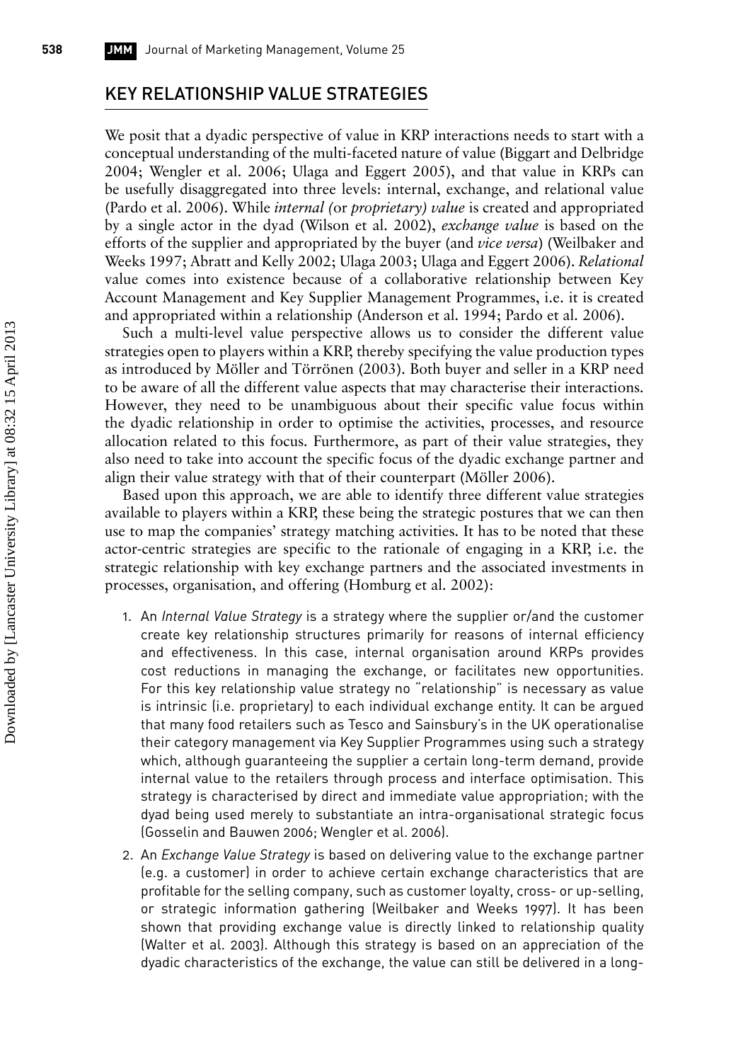## KEY RELATIONSHIP VALUE STRATEGIES

We posit that a dyadic perspective of value in KRP interactions needs to start with a conceptual understanding of the multi-faceted nature of value (Biggart and Delbridge 2004; Wengler et al. 2006; Ulaga and Eggert 2005), and that value in KRPs can be usefully disaggregated into three levels: internal, exchange, and relational value (Pardo et al. 2006). While *internal (*or *proprietary) value* is created and appropriated by a single actor in the dyad (Wilson et al. 2002), *exchange value* is based on the efforts of the supplier and appropriated by the buyer (and *vice versa*) (Weilbaker and Weeks 1997; Abratt and Kelly 2002; Ulaga 2003; Ulaga and Eggert 2006). *Relational* value comes into existence because of a collaborative relationship between Key Account Management and Key Supplier Management Programmes, i.e. it is created and appropriated within a relationship (Anderson et al. 1994; Pardo et al. 2006).

Such a multi-level value perspective allows us to consider the different value strategies open to players within a KRP, thereby specifying the value production types as introduced by Möller and Törrönen (2003). Both buyer and seller in a KRP need to be aware of all the different value aspects that may characterise their interactions. However, they need to be unambiguous about their specific value focus within the dyadic relationship in order to optimise the activities, processes, and resource allocation related to this focus. Furthermore, as part of their value strategies, they also need to take into account the specific focus of the dyadic exchange partner and align their value strategy with that of their counterpart (Möller 2006).

Based upon this approach, we are able to identify three different value strategies available to players within a KRP, these being the strategic postures that we can then use to map the companies' strategy matching activities. It has to be noted that these actor-centric strategies are specific to the rationale of engaging in a KRP, i.e. the strategic relationship with key exchange partners and the associated investments in processes, organisation, and offering (Homburg et al. 2002):

1. An *Internal Value Strategy* is a strategy where the supplier or/and the customer create key relationship structures primarily for reasons of internal efficiency and effectiveness. In this case, internal organisation around KRPs provides cost reductions in managing the exchange, or facilitates new opportunities. For this key relationship value strategy no "relationship" is necessary as value is intrinsic (i.e. proprietary) to each individual exchange entity. It can be argued that many food retailers such as Tesco and Sainsbury's in the UK operationalise their category management via Key Supplier Programmes using such a strategy which, although guaranteeing the supplier a certain long-term demand, provide internal value to the retailers through process and interface optimisation. This strategy is characterised by direct and immediate value appropriation; with the dyad being used merely to substantiate an intra-organisational strategic focus (Gosselin and Bauwen 2006; Wengler et al. 2006).
2. An *Exchange Value Strategy* is based on delivering value to the exchange partner (e.g. a customer) in order to achieve certain exchange characteristics that are profitable for the selling company, such as customer loyalty, cross- or up-selling, or strategic information gathering (Weilbaker and Weeks 1997). It has been shown that providing exchange value is directly linked to relationship quality (Walter et al. 2003). Although this strategy is based on an appreciation of the dyadic characteristics of the exchange, the value can still be delivered in a long-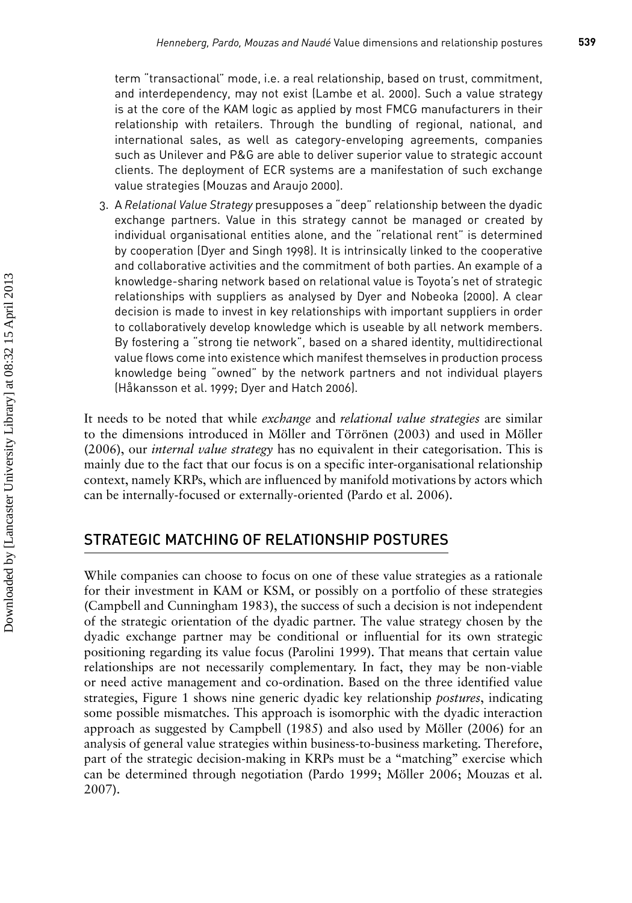term "transactional" mode, i.e. a real relationship, based on trust, commitment, and interdependency, may not exist (Lambe et al. 2000). Such a value strategy is at the core of the KAM logic as applied by most FMCG manufacturers in their relationship with retailers. Through the bundling of regional, national, and international sales, as well as category-enveloping agreements, companies such as Unilever and P&G are able to deliver superior value to strategic account clients. The deployment of ECR systems are a manifestation of such exchange value strategies (Mouzas and Araujo 2000).

3. A *Relational Value Strategy* presupposes a "deep" relationship between the dyadic exchange partners. Value in this strategy cannot be managed or created by individual organisational entities alone, and the "relational rent" is determined by cooperation (Dyer and Singh 1998). It is intrinsically linked to the cooperative and collaborative activities and the commitment of both parties. An example of a knowledge-sharing network based on relational value is Toyota's net of strategic relationships with suppliers as analysed by Dyer and Nobeoka (2000). A clear decision is made to invest in key relationships with important suppliers in order to collaboratively develop knowledge which is useable by all network members. By fostering a "strong tie network", based on a shared identity, multidirectional value flows come into existence which manifest themselves in production process knowledge being "owned" by the network partners and not individual players (Håkansson et al. 1999; Dyer and Hatch 2006).

It needs to be noted that while *exchange* and *relational value strategies* are similar to the dimensions introduced in Möller and Törrönen (2003) and used in Möller (2006), our *internal value strategy* has no equivalent in their categorisation. This is mainly due to the fact that our focus is on a specific inter-organisational relationship context, namely KRPs, which are influenced by manifold motivations by actors which can be internally-focused or externally-oriented (Pardo et al. 2006).

## STRATEGIC MATCHING OF RELATIONSHIP POSTURES

While companies can choose to focus on one of these value strategies as a rationale for their investment in KAM or KSM, or possibly on a portfolio of these strategies (Campbell and Cunningham 1983), the success of such a decision is not independent of the strategic orientation of the dyadic partner. The value strategy chosen by the dyadic exchange partner may be conditional or influential for its own strategic positioning regarding its value focus (Parolini 1999). That means that certain value relationships are not necessarily complementary. In fact, they may be non-viable or need active management and co-ordination. Based on the three identified value strategies, Figure 1 shows nine generic dyadic key relationship *postures*, indicating some possible mismatches. This approach is isomorphic with the dyadic interaction approach as suggested by Campbell (1985) and also used by Möller (2006) for an analysis of general value strategies within business-to-business marketing. Therefore, part of the strategic decision-making in KRPs must be a "matching" exercise which can be determined through negotiation (Pardo 1999; Möller 2006; Mouzas et al. 2007).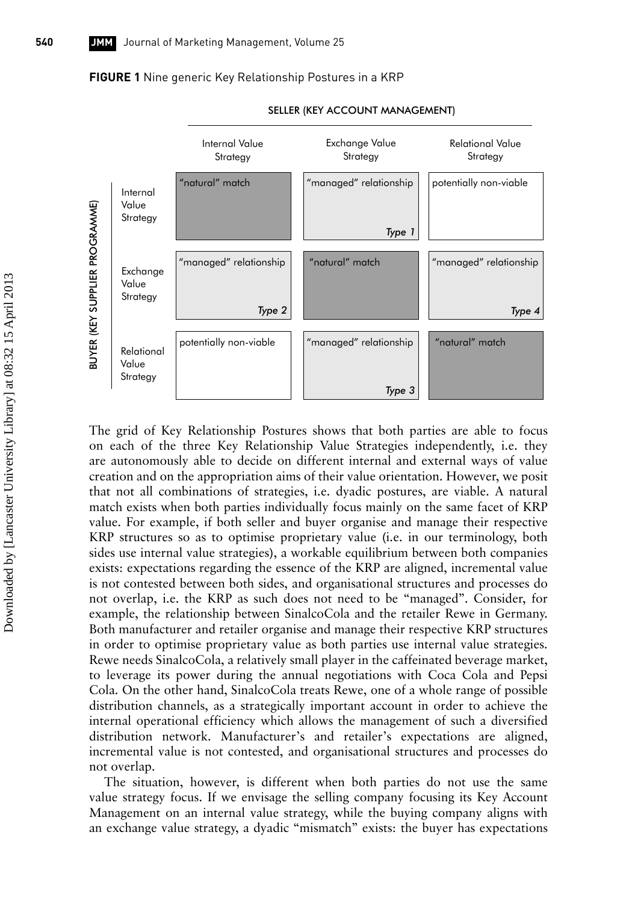**FIGURE 1** Nine generic Key Relationship Postures in a KRP

SELLER (KEY ACCOUNT MANAGEMENT)

BUYER (KEY SUPPLIER PROGRAMME)

| | Internal Value Strategy | Exchange Value Strategy | Relational Value Strategy |
|---|---|---|---|
| Internal Value Strategy | "natural" match | "managed" relationship *Type 1* | potentially non-viable |
| Exchange Value Strategy | "managed" relationship *Type 2* | "natural" match | "managed" relationship *Type 4* |
| Relational Value Strategy | potentially non-viable | "managed" relationship *Type 3* | "natural" match |

The grid of Key Relationship Postures shows that both parties are able to focus on each of the three Key Relationship Value Strategies independently, i.e. they are autonomously able to decide on different internal and external ways of value creation and on the appropriation aims of their value orientation. However, we posit that not all combinations of strategies, i.e. dyadic postures, are viable. A natural match exists when both parties individually focus mainly on the same facet of KRP value. For example, if both seller and buyer organise and manage their respective KRP structures so as to optimise proprietary value (i.e. in our terminology, both sides use internal value strategies), a workable equilibrium between both companies exists: expectations regarding the essence of the KRP are aligned, incremental value is not contested between both sides, and organisational structures and processes do not overlap, i.e. the KRP as such does not need to be "managed". Consider, for example, the relationship between SinalcoCola and the retailer Rewe in Germany. Both manufacturer and retailer organise and manage their respective KRP structures in order to optimise proprietary value as both parties use internal value strategies. Rewe needs SinalcoCola, a relatively small player in the caffeinated beverage market, to leverage its power during the annual negotiations with Coca Cola and Pepsi Cola. On the other hand, SinalcoCola treats Rewe, one of a whole range of possible distribution channels, as a strategically important account in order to achieve the internal operational efficiency which allows the management of such a diversified distribution network. Manufacturer's and retailer's expectations are aligned, incremental value is not contested, and organisational structures and processes do not overlap.

The situation, however, is different when both parties do not use the same value strategy focus. If we envisage the selling company focusing its Key Account Management on an internal value strategy, while the buying company aligns with an exchange value strategy, a dyadic "mismatch" exists: the buyer has expectations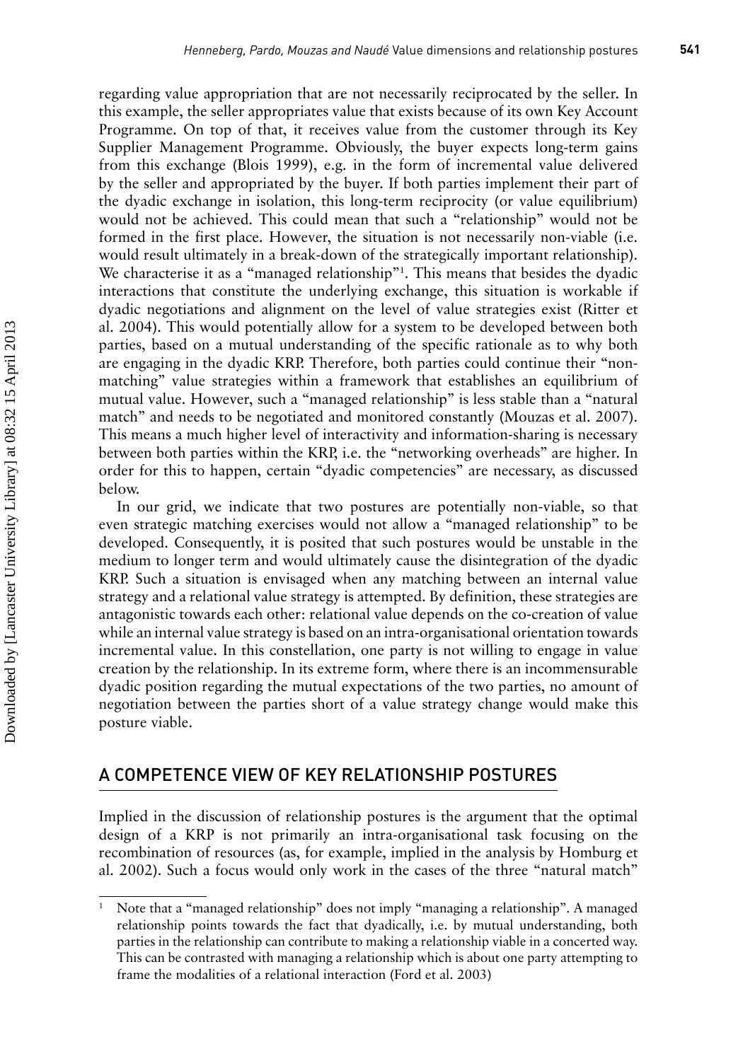regarding value appropriation that are not necessarily reciprocated by the seller. In this example, the seller appropriates value that exists because of its own Key Account Programme. On top of that, it receives value from the customer through its Key Supplier Management Programme. Obviously, the buyer expects long-term gains from this exchange (Blois 1999), e.g. in the form of incremental value delivered by the seller and appropriated by the buyer. If both parties implement their part of the dyadic exchange in isolation, this long-term reciprocity (or value equilibrium) would not be achieved. This could mean that such a "relationship" would not be formed in the first place. However, the situation is not necessarily non-viable (i.e. would result ultimately in a break-down of the strategically important relationship). We characterise it as a "managed relationship"[1]. This means that besides the dyadic interactions that constitute the underlying exchange, this situation is workable if dyadic negotiations and alignment on the level of value strategies exist (Ritter et al. 2004). This would potentially allow for a system to be developed between both parties, based on a mutual understanding of the specific rationale as to why both are engaging in the dyadic KRP. Therefore, both parties could continue their "non-matching" value strategies within a framework that establishes an equilibrium of mutual value. However, such a "managed relationship" is less stable than a "natural match" and needs to be negotiated and monitored constantly (Mouzas et al. 2007). This means a much higher level of interactivity and information-sharing is necessary between both parties within the KRP, i.e. the "networking overheads" are higher. In order for this to happen, certain "dyadic competencies" are necessary, as discussed below.

In our grid, we indicate that two postures are potentially non-viable, so that even strategic matching exercises would not allow a "managed relationship" to be developed. Consequently, it is posited that such postures would be unstable in the medium to longer term and would ultimately cause the disintegration of the dyadic KRP. Such a situation is envisaged when any matching between an internal value strategy and a relational value strategy is attempted. By definition, these strategies are antagonistic towards each other: relational value depends on the co-creation of value while an internal value strategy is based on an intra-organisational orientation towards incremental value. In this constellation, one party is not willing to engage in value creation by the relationship. In its extreme form, where there is an incommensurable dyadic position regarding the mutual expectations of the two parties, no amount of negotiation between the parties short of a value strategy change would make this posture viable.

## A COMPETENCE VIEW OF KEY RELATIONSHIP POSTURES

Implied in the discussion of relationship postures is the argument that the optimal design of a KRP is not primarily an intra-organisational task focusing on the recombination of resources (as, for example, implied in the analysis by Homburg et al. 2002). Such a focus would only work in the cases of the three "natural match"

[1] Note that a "managed relationship" does not imply "managing a relationship". A managed relationship points towards the fact that dyadically, i.e. by mutual understanding, both parties in the relationship can contribute to making a relationship viable in a concerted way. This can be contrasted with managing a relationship which is about one party attempting to frame the modalities of a relational interaction (Ford et al. 2003)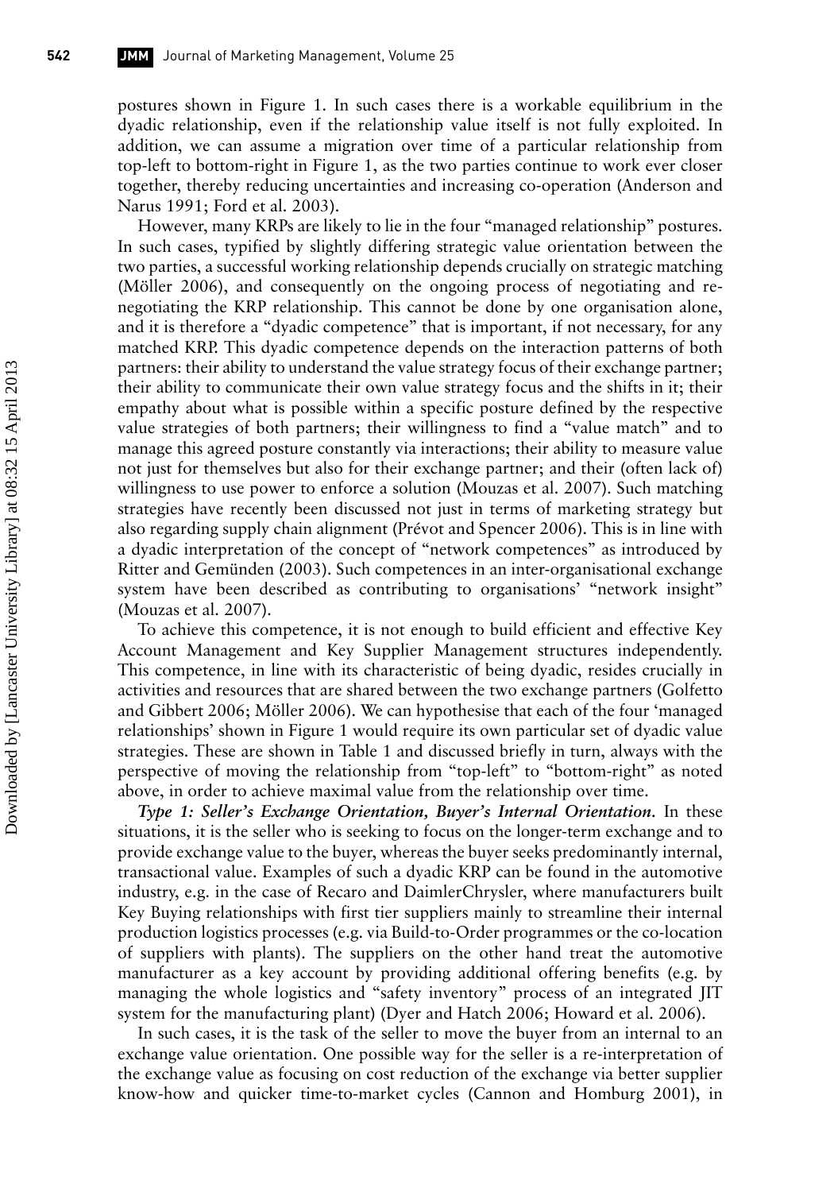postures shown in Figure 1. In such cases there is a workable equilibrium in the dyadic relationship, even if the relationship value itself is not fully exploited. In addition, we can assume a migration over time of a particular relationship from top-left to bottom-right in Figure 1, as the two parties continue to work ever closer together, thereby reducing uncertainties and increasing co-operation (Anderson and Narus 1991; Ford et al. 2003).

However, many KRPs are likely to lie in the four "managed relationship" postures. In such cases, typified by slightly differing strategic value orientation between the two parties, a successful working relationship depends crucially on strategic matching (Möller 2006), and consequently on the ongoing process of negotiating and re-negotiating the KRP relationship. This cannot be done by one organisation alone, and it is therefore a "dyadic competence" that is important, if not necessary, for any matched KRP. This dyadic competence depends on the interaction patterns of both partners: their ability to understand the value strategy focus of their exchange partner; their ability to communicate their own value strategy focus and the shifts in it; their empathy about what is possible within a specific posture defined by the respective value strategies of both partners; their willingness to find a "value match" and to manage this agreed posture constantly via interactions; their ability to measure value not just for themselves but also for their exchange partner; and their (often lack of) willingness to use power to enforce a solution (Mouzas et al. 2007). Such matching strategies have recently been discussed not just in terms of marketing strategy but also regarding supply chain alignment (Prévot and Spencer 2006). This is in line with a dyadic interpretation of the concept of "network competences" as introduced by Ritter and Gemünden (2003). Such competences in an inter-organisational exchange system have been described as contributing to organisations' "network insight" (Mouzas et al. 2007).

To achieve this competence, it is not enough to build efficient and effective Key Account Management and Key Supplier Management structures independently. This competence, in line with its characteristic of being dyadic, resides crucially in activities and resources that are shared between the two exchange partners (Golfetto and Gibbert 2006; Möller 2006). We can hypothesise that each of the four 'managed relationships' shown in Figure 1 would require its own particular set of dyadic value strategies. These are shown in Table 1 and discussed briefly in turn, always with the perspective of moving the relationship from "top-left" to "bottom-right" as noted above, in order to achieve maximal value from the relationship over time.

***Type 1: Seller's Exchange Orientation, Buyer's Internal Orientation.*** In these situations, it is the seller who is seeking to focus on the longer-term exchange and to provide exchange value to the buyer, whereas the buyer seeks predominantly internal, transactional value. Examples of such a dyadic KRP can be found in the automotive industry, e.g. in the case of Recaro and DaimlerChrysler, where manufacturers built Key Buying relationships with first tier suppliers mainly to streamline their internal production logistics processes (e.g. via Build-to-Order programmes or the co-location of suppliers with plants). The suppliers on the other hand treat the automotive manufacturer as a key account by providing additional offering benefits (e.g. by managing the whole logistics and "safety inventory" process of an integrated JIT system for the manufacturing plant) (Dyer and Hatch 2006; Howard et al. 2006).

In such cases, it is the task of the seller to move the buyer from an internal to an exchange value orientation. One possible way for the seller is a re-interpretation of the exchange value as focusing on cost reduction of the exchange via better supplier know-how and quicker time-to-market cycles (Cannon and Homburg 2001), in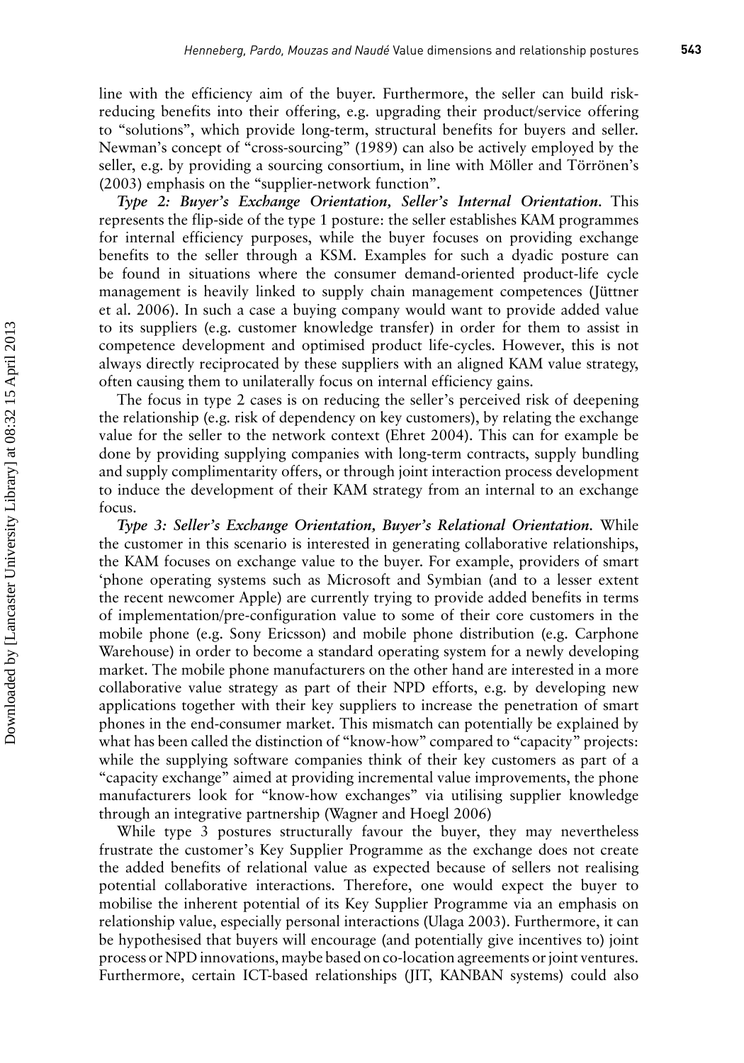line with the efficiency aim of the buyer. Furthermore, the seller can build risk-reducing benefits into their offering, e.g. upgrading their product/service offering to "solutions", which provide long-term, structural benefits for buyers and seller. Newman's concept of "cross-sourcing" (1989) can also be actively employed by the seller, e.g. by providing a sourcing consortium, in line with Möller and Törrönen's (2003) emphasis on the "supplier-network function".

***Type 2: Buyer's Exchange Orientation, Seller's Internal Orientation.*** This represents the flip-side of the type 1 posture: the seller establishes KAM programmes for internal efficiency purposes, while the buyer focuses on providing exchange benefits to the seller through a KSM. Examples for such a dyadic posture can be found in situations where the consumer demand-oriented product-life cycle management is heavily linked to supply chain management competences (Jüttner et al. 2006). In such a case a buying company would want to provide added value to its suppliers (e.g. customer knowledge transfer) in order for them to assist in competence development and optimised product life-cycles. However, this is not always directly reciprocated by these suppliers with an aligned KAM value strategy, often causing them to unilaterally focus on internal efficiency gains.

The focus in type 2 cases is on reducing the seller's perceived risk of deepening the relationship (e.g. risk of dependency on key customers), by relating the exchange value for the seller to the network context (Ehret 2004). This can for example be done by providing supplying companies with long-term contracts, supply bundling and supply complimentarity offers, or through joint interaction process development to induce the development of their KAM strategy from an internal to an exchange focus.

***Type 3: Seller's Exchange Orientation, Buyer's Relational Orientation.*** While the customer in this scenario is interested in generating collaborative relationships, the KAM focuses on exchange value to the buyer. For example, providers of smart 'phone operating systems such as Microsoft and Symbian (and to a lesser extent the recent newcomer Apple) are currently trying to provide added benefits in terms of implementation/pre-configuration value to some of their core customers in the mobile phone (e.g. Sony Ericsson) and mobile phone distribution (e.g. Carphone Warehouse) in order to become a standard operating system for a newly developing market. The mobile phone manufacturers on the other hand are interested in a more collaborative value strategy as part of their NPD efforts, e.g. by developing new applications together with their key suppliers to increase the penetration of smart phones in the end-consumer market. This mismatch can potentially be explained by what has been called the distinction of "know-how" compared to "capacity" projects: while the supplying software companies think of their key customers as part of a "capacity exchange" aimed at providing incremental value improvements, the phone manufacturers look for "know-how exchanges" via utilising supplier knowledge through an integrative partnership (Wagner and Hoegl 2006)

While type 3 postures structurally favour the buyer, they may nevertheless frustrate the customer's Key Supplier Programme as the exchange does not create the added benefits of relational value as expected because of sellers not realising potential collaborative interactions. Therefore, one would expect the buyer to mobilise the inherent potential of its Key Supplier Programme via an emphasis on relationship value, especially personal interactions (Ulaga 2003). Furthermore, it can be hypothesised that buyers will encourage (and potentially give incentives to) joint process or NPD innovations, maybe based on co-location agreements or joint ventures. Furthermore, certain ICT-based relationships (JIT, KANBAN systems) could also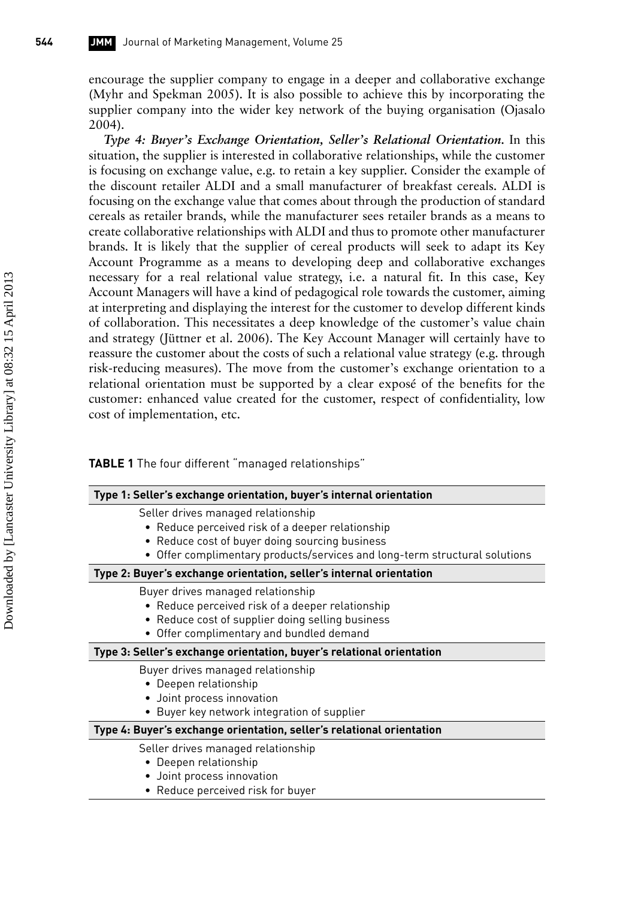encourage the supplier company to engage in a deeper and collaborative exchange (Myhr and Spekman 2005). It is also possible to achieve this by incorporating the supplier company into the wider key network of the buying organisation (Ojasalo 2004).

***Type 4: Buyer's Exchange Orientation, Seller's Relational Orientation.*** In this situation, the supplier is interested in collaborative relationships, while the customer is focusing on exchange value, e.g. to retain a key supplier. Consider the example of the discount retailer ALDI and a small manufacturer of breakfast cereals. ALDI is focusing on the exchange value that comes about through the production of standard cereals as retailer brands, while the manufacturer sees retailer brands as a means to create collaborative relationships with ALDI and thus to promote other manufacturer brands. It is likely that the supplier of cereal products will seek to adapt its Key Account Programme as a means to developing deep and collaborative exchanges necessary for a real relational value strategy, i.e. a natural fit. In this case, Key Account Managers will have a kind of pedagogical role towards the customer, aiming at interpreting and displaying the interest for the customer to develop different kinds of collaboration. This necessitates a deep knowledge of the customer's value chain and strategy (Jüttner et al. 2006). The Key Account Manager will certainly have to reassure the customer about the costs of such a relational value strategy (e.g. through risk-reducing measures). The move from the customer's exchange orientation to a relational orientation must be supported by a clear exposé of the benefits for the customer: enhanced value created for the customer, respect of confidentiality, low cost of implementation, etc.

**TABLE 1** The four different "managed relationships"

| |
|---|
| **Type 1: Seller's exchange orientation, buyer's internal orientation** |
| Seller drives managed relationship<br>• Reduce perceived risk of a deeper relationship<br>• Reduce cost of buyer doing sourcing business<br>• Offer complimentary products/services and long-term structural solutions |
| **Type 2: Buyer's exchange orientation, seller's internal orientation** |
| Buyer drives managed relationship<br>• Reduce perceived risk of a deeper relationship<br>• Reduce cost of supplier doing selling business<br>• Offer complimentary and bundled demand |
| **Type 3: Seller's exchange orientation, buyer's relational orientation** |
| Buyer drives managed relationship<br>• Deepen relationship<br>• Joint process innovation<br>• Buyer key network integration of supplier |
| **Type 4: Buyer's exchange orientation, seller's relational orientation** |
| Seller drives managed relationship<br>• Deepen relationship<br>• Joint process innovation<br>• Reduce perceived risk for buyer |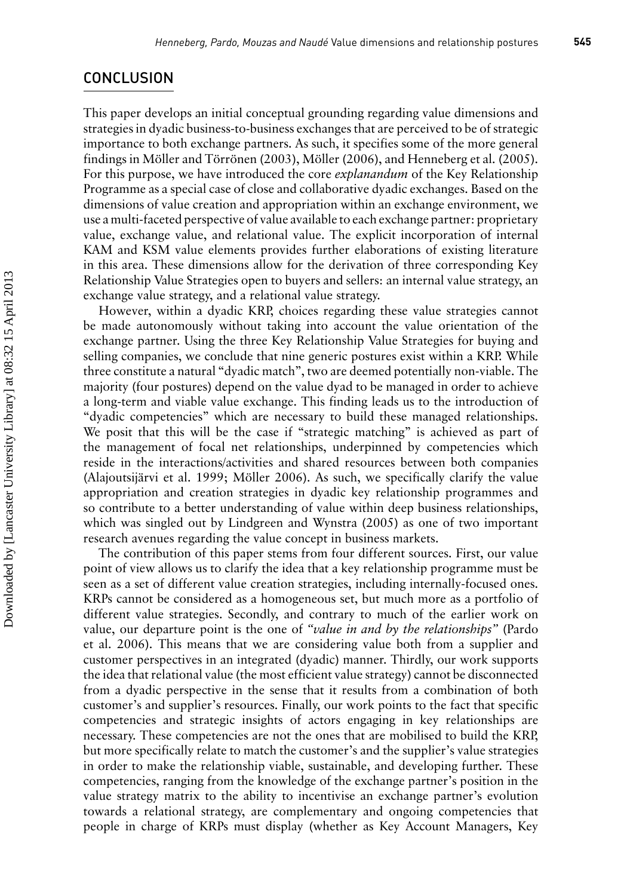## CONCLUSION

This paper develops an initial conceptual grounding regarding value dimensions and strategies in dyadic business-to-business exchanges that are perceived to be of strategic importance to both exchange partners. As such, it specifies some of the more general findings in Möller and Törrönen (2003), Möller (2006), and Henneberg et al. (2005). For this purpose, we have introduced the core *explanandum* of the Key Relationship Programme as a special case of close and collaborative dyadic exchanges. Based on the dimensions of value creation and appropriation within an exchange environment, we use a multi-faceted perspective of value available to each exchange partner: proprietary value, exchange value, and relational value. The explicit incorporation of internal KAM and KSM value elements provides further elaborations of existing literature in this area. These dimensions allow for the derivation of three corresponding Key Relationship Value Strategies open to buyers and sellers: an internal value strategy, an exchange value strategy, and a relational value strategy.

However, within a dyadic KRP, choices regarding these value strategies cannot be made autonomously without taking into account the value orientation of the exchange partner. Using the three Key Relationship Value Strategies for buying and selling companies, we conclude that nine generic postures exist within a KRP. While three constitute a natural "dyadic match", two are deemed potentially non-viable. The majority (four postures) depend on the value dyad to be managed in order to achieve a long-term and viable value exchange. This finding leads us to the introduction of "dyadic competencies" which are necessary to build these managed relationships. We posit that this will be the case if "strategic matching" is achieved as part of the management of focal net relationships, underpinned by competencies which reside in the interactions/activities and shared resources between both companies (Alajoutsijärvi et al. 1999; Möller 2006). As such, we specifically clarify the value appropriation and creation strategies in dyadic key relationship programmes and so contribute to a better understanding of value within deep business relationships, which was singled out by Lindgreen and Wynstra (2005) as one of two important research avenues regarding the value concept in business markets.

The contribution of this paper stems from four different sources. First, our value point of view allows us to clarify the idea that a key relationship programme must be seen as a set of different value creation strategies, including internally-focused ones. KRPs cannot be considered as a homogeneous set, but much more as a portfolio of different value strategies. Secondly, and contrary to much of the earlier work on value, our departure point is the one of *"value in and by the relationships"* (Pardo et al. 2006). This means that we are considering value both from a supplier and customer perspectives in an integrated (dyadic) manner. Thirdly, our work supports the idea that relational value (the most efficient value strategy) cannot be disconnected from a dyadic perspective in the sense that it results from a combination of both customer's and supplier's resources. Finally, our work points to the fact that specific competencies and strategic insights of actors engaging in key relationships are necessary. These competencies are not the ones that are mobilised to build the KRP, but more specifically relate to match the customer's and the supplier's value strategies in order to make the relationship viable, sustainable, and developing further. These competencies, ranging from the knowledge of the exchange partner's position in the value strategy matrix to the ability to incentivise an exchange partner's evolution towards a relational strategy, are complementary and ongoing competencies that people in charge of KRPs must display (whether as Key Account Managers, Key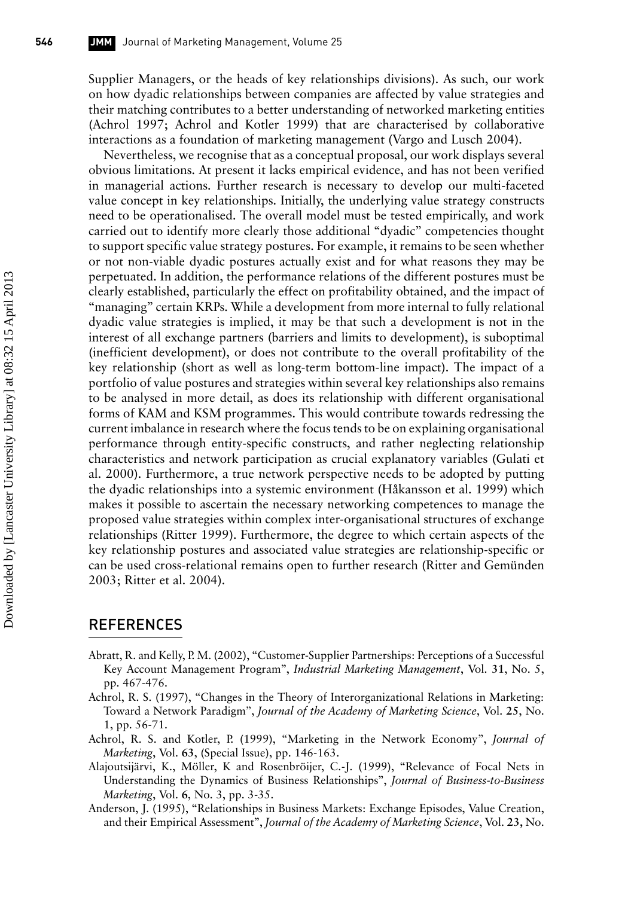Supplier Managers, or the heads of key relationships divisions). As such, our work on how dyadic relationships between companies are affected by value strategies and their matching contributes to a better understanding of networked marketing entities (Achrol 1997; Achrol and Kotler 1999) that are characterised by collaborative interactions as a foundation of marketing management (Vargo and Lusch 2004).

Nevertheless, we recognise that as a conceptual proposal, our work displays several obvious limitations. At present it lacks empirical evidence, and has not been verified in managerial actions. Further research is necessary to develop our multi-faceted value concept in key relationships. Initially, the underlying value strategy constructs need to be operationalised. The overall model must be tested empirically, and work carried out to identify more clearly those additional "dyadic" competencies thought to support specific value strategy postures. For example, it remains to be seen whether or not non-viable dyadic postures actually exist and for what reasons they may be perpetuated. In addition, the performance relations of the different postures must be clearly established, particularly the effect on profitability obtained, and the impact of "managing" certain KRPs. While a development from more internal to fully relational dyadic value strategies is implied, it may be that such a development is not in the interest of all exchange partners (barriers and limits to development), is suboptimal (inefficient development), or does not contribute to the overall profitability of the key relationship (short as well as long-term bottom-line impact). The impact of a portfolio of value postures and strategies within several key relationships also remains to be analysed in more detail, as does its relationship with different organisational forms of KAM and KSM programmes. This would contribute towards redressing the current imbalance in research where the focus tends to be on explaining organisational performance through entity-specific constructs, and rather neglecting relationship characteristics and network participation as crucial explanatory variables (Gulati et al. 2000). Furthermore, a true network perspective needs to be adopted by putting the dyadic relationships into a systemic environment (Håkansson et al. 1999) which makes it possible to ascertain the necessary networking competences to manage the proposed value strategies within complex inter-organisational structures of exchange relationships (Ritter 1999). Furthermore, the degree to which certain aspects of the key relationship postures and associated value strategies are relationship-specific or can be used cross-relational remains open to further research (Ritter and Gemünden 2003; Ritter et al. 2004).

## REFERENCES

Abratt, R. and Kelly, P. M. (2002), "Customer-Supplier Partnerships: Perceptions of a Successful Key Account Management Program", *Industrial Marketing Management*, Vol. **31**, No. 5, pp. 467-476.

Achrol, R. S. (1997), "Changes in the Theory of Interorganizational Relations in Marketing: Toward a Network Paradigm", *Journal of the Academy of Marketing Science*, Vol. **25**, No. 1, pp. 56-71.

Achrol, R. S. and Kotler, P. (1999), "Marketing in the Network Economy", *Journal of Marketing*, Vol. **63**, (Special Issue), pp. 146-163.

Alajoutsijärvi, K., Möller, K and Rosenbröijer, C.-J. (1999), "Relevance of Focal Nets in Understanding the Dynamics of Business Relationships", *Journal of Business-to-Business Marketing*, Vol. **6**, No. 3, pp. 3-35.

Anderson, J. (1995), "Relationships in Business Markets: Exchange Episodes, Value Creation, and their Empirical Assessment", *Journal of the Academy of Marketing Science*, Vol. **23,** No.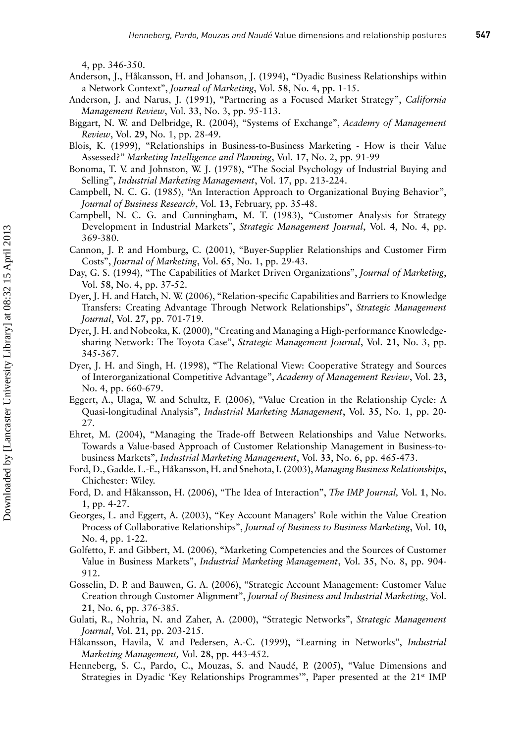4, pp. 346-350.

Anderson, J., Håkansson, H. and Johanson, J. (1994), "Dyadic Business Relationships within a Network Context", *Journal of Marketing*, Vol. **58**, No. 4, pp. 1-15.

Anderson, J. and Narus, J. (1991), "Partnering as a Focused Market Strategy", *California Management Review*, Vol. **33**, No. 3, pp. 95-113.

Biggart, N. W. and Delbridge, R. (2004), "Systems of Exchange", *Academy of Management Review*, Vol. **29**, No. 1, pp. 28-49.

Blois, K. (1999), "Relationships in Business-to-Business Marketing - How is their Value Assessed?" *Marketing Intelligence and Planning*, Vol. **17**, No. 2, pp. 91-99

Bonoma, T. V. and Johnston, W. J. (1978), "The Social Psychology of Industrial Buying and Selling", *Industrial Marketing Management*, Vol. **17**, pp. 213-224.

Campbell, N. C. G. (1985), "An Interaction Approach to Organizational Buying Behavior", *Journal of Business Research*, Vol. **13**, February, pp. 35-48.

Campbell, N. C. G. and Cunningham, M. T. (1983), "Customer Analysis for Strategy Development in Industrial Markets", *Strategic Management Journal*, Vol. **4**, No. 4, pp. 369-380.

Cannon, J. P. and Homburg, C. (2001), "Buyer-Supplier Relationships and Customer Firm Costs", *Journal of Marketing*, Vol. **65**, No. 1, pp. 29-43.

Day, G. S. (1994), "The Capabilities of Market Driven Organizations", *Journal of Marketing*, Vol. **58**, No. 4, pp. 37-52.

Dyer, J. H. and Hatch, N. W. (2006), "Relation-specific Capabilities and Barriers to Knowledge Transfers: Creating Advantage Through Network Relationships", *Strategic Management Journal*, Vol. **27**, pp. 701-719.

Dyer, J. H. and Nobeoka, K. (2000), "Creating and Managing a High-performance Knowledge-sharing Network: The Toyota Case", *Strategic Management Journal*, Vol. **21**, No. 3, pp. 345-367.

Dyer, J. H. and Singh, H. (1998), "The Relational View: Cooperative Strategy and Sources of Interorganizational Competitive Advantage", *Academy of Management Review*, Vol. **23**, No. 4, pp. 660-679.

Eggert, A., Ulaga, W. and Schultz, F. (2006), "Value Creation in the Relationship Cycle: A Quasi-longitudinal Analysis", *Industrial Marketing Management*, Vol. **35**, No. 1, pp. 20-27.

Ehret, M. (2004), "Managing the Trade-off Between Relationships and Value Networks. Towards a Value-based Approach of Customer Relationship Management in Business-to-business Markets", *Industrial Marketing Management*, Vol. **33**, No. 6, pp. 465-473.

Ford, D., Gadde. L.-E., Håkansson, H. and Snehota, I. (2003), *Managing Business Relationships*, Chichester: Wiley.

Ford, D. and Håkansson, H. (2006), "The Idea of Interaction", *The IMP Journal,* Vol. **1**, No. 1, pp. 4-27.

Georges, L. and Eggert, A. (2003), "Key Account Managers' Role within the Value Creation Process of Collaborative Relationships", *Journal of Business to Business Marketing*, Vol. **10**, No. 4, pp. 1-22.

Golfetto, F. and Gibbert, M. (2006), "Marketing Competencies and the Sources of Customer Value in Business Markets", *Industrial Marketing Management*, Vol. **35**, No. 8, pp. 904-912.

Gosselin, D. P. and Bauwen, G. A. (2006), "Strategic Account Management: Customer Value Creation through Customer Alignment", *Journal of Business and Industrial Marketing*, Vol. **21**, No. 6, pp. 376-385.

Gulati, R., Nohria, N. and Zaher, A. (2000), "Strategic Networks", *Strategic Management Journal*, Vol. **21**, pp. 203-215.

Håkansson, Havila, V. and Pedersen, A.-C. (1999), "Learning in Networks", *Industrial Marketing Management,* Vol. **28**, pp. 443-452.

Henneberg, S. C., Pardo, C., Mouzas, S. and Naudé, P. (2005), "Value Dimensions and Strategies in Dyadic 'Key Relationships Programmes'", Paper presented at the 21st IMP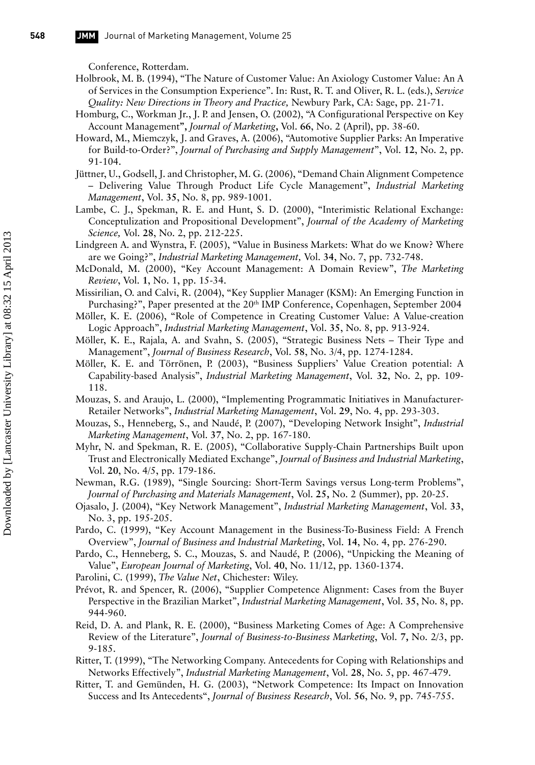Conference, Rotterdam.

Holbrook, M. B. (1994), "The Nature of Customer Value: An Axiology Customer Value: An A of Services in the Consumption Experience". In: Rust, R. T. and Oliver, R. L. (eds.), *Service Quality: New Directions in Theory and Practice,* Newbury Park, CA: Sage, pp. 21-71.

Homburg, C., Workman Jr., J. P. and Jensen, O. (2002), "A Configurational Perspective on Key Account Management", *Journal of Marketing*, Vol. **66**, No. 2 (April), pp. 38-60.

Howard, M., Miemczyk, J. and Graves, A. (2006), "Automotive Supplier Parks: An Imperative for Build-to-Order?", *Journal of Purchasing and Supply Management*", Vol. **12**, No. 2, pp. 91-104.

Jüttner, U., Godsell, J. and Christopher, M. G. (2006), "Demand Chain Alignment Competence – Delivering Value Through Product Life Cycle Management", *Industrial Marketing Management*, Vol. **35**, No. 8, pp. 989-1001.

Lambe, C. J., Spekman, R. E. and Hunt, S. D. (2000), "Interimistic Relational Exchange: Conceptulization and Propositional Development", *Journal of the Academy of Marketing Science,* Vol. **28**, No. 2, pp. 212-225.

Lindgreen A. and Wynstra, F. (2005), "Value in Business Markets: What do we Know? Where are we Going?", *Industrial Marketing Management,* Vol. **34**, No. 7, pp. 732-748.

McDonald, M. (2000), "Key Account Management: A Domain Review", *The Marketing Review*, Vol. **1**, No. 1, pp. 15-34.

Missirilian, O. and Calvi, R. (2004), "Key Supplier Manager (KSM): An Emerging Function in Purchasing?", Paper presented at the 20th IMP Conference, Copenhagen, September 2004

Möller, K. E. (2006), "Role of Competence in Creating Customer Value: A Value-creation Logic Approach", *Industrial Marketing Management*, Vol. **35**, No. 8, pp. 913-924.

Möller, K. E., Rajala, A. and Svahn, S. (2005), "Strategic Business Nets – Their Type and Management", *Journal of Business Research*, Vol. **58**, No. 3/4, pp. 1274-1284.

Möller, K. E. and Törrönen, P. (2003), "Business Suppliers' Value Creation potential: A Capability-based Analysis", *Industrial Marketing Management*, Vol. **32**, No. 2, pp. 109-118.

Mouzas, S. and Araujo, L. (2000), "Implementing Programmatic Initiatives in Manufacturer-Retailer Networks", *Industrial Marketing Management*, Vol. **29**, No. 4, pp. 293-303.

Mouzas, S., Henneberg, S., and Naudé, P. (2007), "Developing Network Insight", *Industrial Marketing Management*, Vol. **37**, No. 2, pp. 167-180.

Myhr, N. and Spekman, R. E. (2005), "Collaborative Supply-Chain Partnerships Built upon Trust and Electronically Mediated Exchange", *Journal of Business and Industrial Marketing*, Vol. **20**, No. 4/5, pp. 179-186.

Newman, R.G. (1989), "Single Sourcing: Short-Term Savings versus Long-term Problems", *Journal of Purchasing and Materials Management*, Vol. **25**, No. 2 (Summer), pp. 20-25.

Ojasalo, J. (2004), "Key Network Management", *Industrial Marketing Management*, Vol. **33**, No. 3, pp. 195-205.

Pardo, C. (1999), "Key Account Management in the Business-To-Business Field: A French Overview", *Journal of Business and Industrial Marketing*, Vol. **14**, No. 4, pp. 276-290.

Pardo, C., Henneberg, S. C., Mouzas, S. and Naudé, P. (2006), "Unpicking the Meaning of Value", *European Journal of Marketing*, Vol. **40**, No. 11/12, pp. 1360-1374.

Parolini, C. (1999), *The Value Net*, Chichester: Wiley.

Prévot, R. and Spencer, R. (2006), "Supplier Competence Alignment: Cases from the Buyer Perspective in the Brazilian Market", *Industrial Marketing Management*, Vol. **35**, No. 8, pp. 944-960.

Reid, D. A. and Plank, R. E. (2000), "Business Marketing Comes of Age: A Comprehensive Review of the Literature", *Journal of Business-to-Business Marketing*, Vol. **7**, No. 2/3, pp. 9-185.

Ritter, T. (1999), "The Networking Company. Antecedents for Coping with Relationships and Networks Effectively", *Industrial Marketing Management*, Vol. **28**, No. 5, pp. 467-479.

Ritter, T. and Gemünden, H. G. (2003), "Network Competence: Its Impact on Innovation Success and Its Antecedents", *Journal of Business Research*, Vol. **56**, No. 9, pp. 745-755.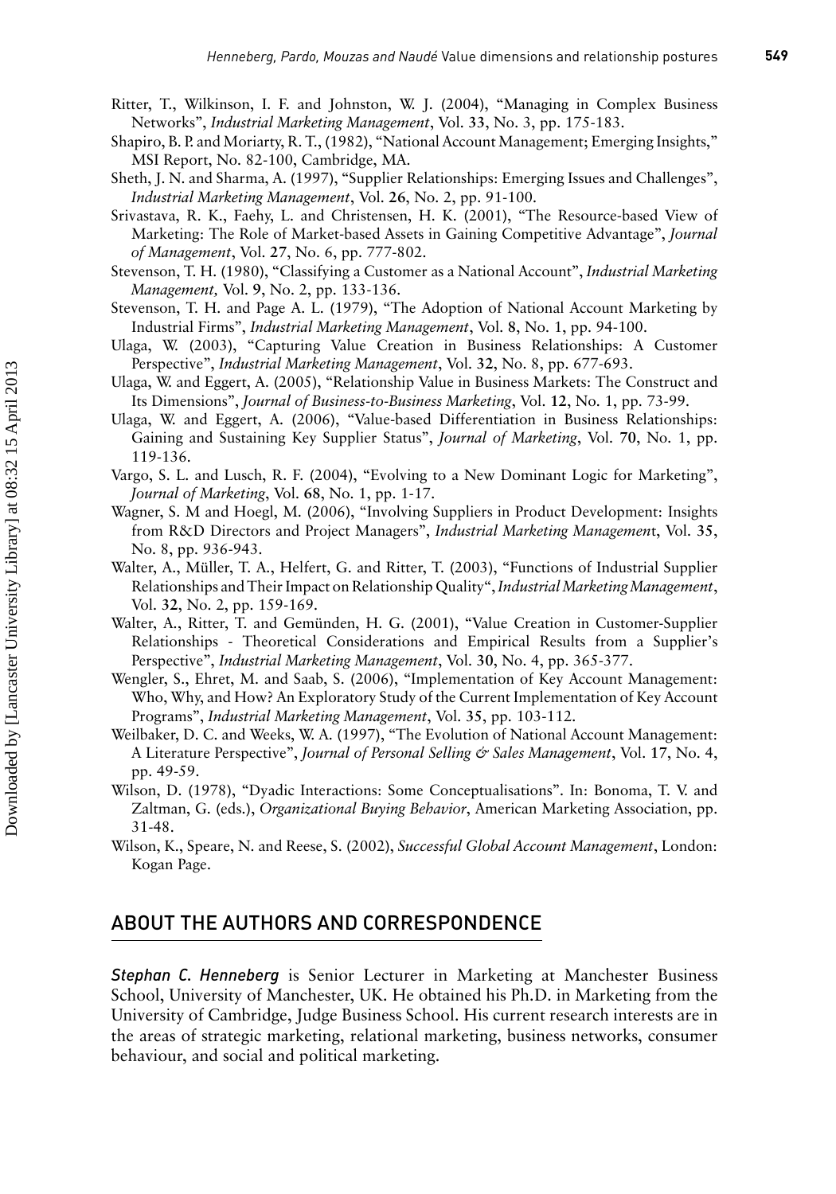Ritter, T., Wilkinson, I. F. and Johnston, W. J. (2004), "Managing in Complex Business Networks", *Industrial Marketing Management*, Vol. **33**, No. 3, pp. 175-183.

Shapiro, B. P. and Moriarty, R. T., (1982), "National Account Management; Emerging Insights," MSI Report, No. 82-100, Cambridge, MA.

Sheth, J. N. and Sharma, A. (1997), "Supplier Relationships: Emerging Issues and Challenges", *Industrial Marketing Management*, Vol. **26**, No. 2, pp. 91-100.

Srivastava, R. K., Faehy, L. and Christensen, H. K. (2001), "The Resource-based View of Marketing: The Role of Market-based Assets in Gaining Competitive Advantage", *Journal of Management*, Vol. **27**, No. 6, pp. 777-802.

Stevenson, T. H. (1980), "Classifying a Customer as a National Account", *Industrial Marketing Management,* Vol. **9**, No. 2, pp. 133-136.

Stevenson, T. H. and Page A. L. (1979), "The Adoption of National Account Marketing by Industrial Firms", *Industrial Marketing Management*, Vol. **8**, No. 1, pp. 94-100.

Ulaga, W. (2003), "Capturing Value Creation in Business Relationships: A Customer Perspective", *Industrial Marketing Management*, Vol. **32**, No. 8, pp. 677-693.

Ulaga, W. and Eggert, A. (2005), "Relationship Value in Business Markets: The Construct and Its Dimensions", *Journal of Business-to-Business Marketing*, Vol. **12**, No. 1, pp. 73-99.

Ulaga, W. and Eggert, A. (2006), "Value-based Differentiation in Business Relationships: Gaining and Sustaining Key Supplier Status", *Journal of Marketing*, Vol. **70**, No. 1, pp. 119-136.

Vargo, S. L. and Lusch, R. F. (2004), "Evolving to a New Dominant Logic for Marketing", *Journal of Marketing*, Vol. **68**, No. 1, pp. 1-17.

Wagner, S. M and Hoegl, M. (2006), "Involving Suppliers in Product Development: Insights from R&D Directors and Project Managers", *Industrial Marketing Management*, Vol. **35**, No. 8, pp. 936-943.

Walter, A., Müller, T. A., Helfert, G. and Ritter, T. (2003), "Functions of Industrial Supplier Relationships and Their Impact on Relationship Quality", *Industrial Marketing Management*, Vol. **32**, No. 2, pp. 159-169.

Walter, A., Ritter, T. and Gemünden, H. G. (2001), "Value Creation in Customer-Supplier Relationships - Theoretical Considerations and Empirical Results from a Supplier's Perspective", *Industrial Marketing Management*, Vol. **30**, No. 4, pp. 365-377.

Wengler, S., Ehret, M. and Saab, S. (2006), "Implementation of Key Account Management: Who, Why, and How? An Exploratory Study of the Current Implementation of Key Account Programs", *Industrial Marketing Management*, Vol. **35**, pp. 103-112.

Weilbaker, D. C. and Weeks, W. A. (1997), "The Evolution of National Account Management: A Literature Perspective", *Journal of Personal Selling & Sales Management*, Vol. **17**, No. 4, pp. 49-59.

Wilson, D. (1978), "Dyadic Interactions: Some Conceptualisations". In: Bonoma, T. V. and Zaltman, G. (eds.), *Organizational Buying Behavior*, American Marketing Association, pp. 31-48.

Wilson, K., Speare, N. and Reese, S. (2002), *Successful Global Account Management*, London: Kogan Page.

## ABOUT THE AUTHORS AND CORRESPONDENCE

***Stephan C. Henneberg*** is Senior Lecturer in Marketing at Manchester Business School, University of Manchester, UK. He obtained his Ph.D. in Marketing from the University of Cambridge, Judge Business School. His current research interests are in the areas of strategic marketing, relational marketing, business networks, consumer behaviour, and social and political marketing.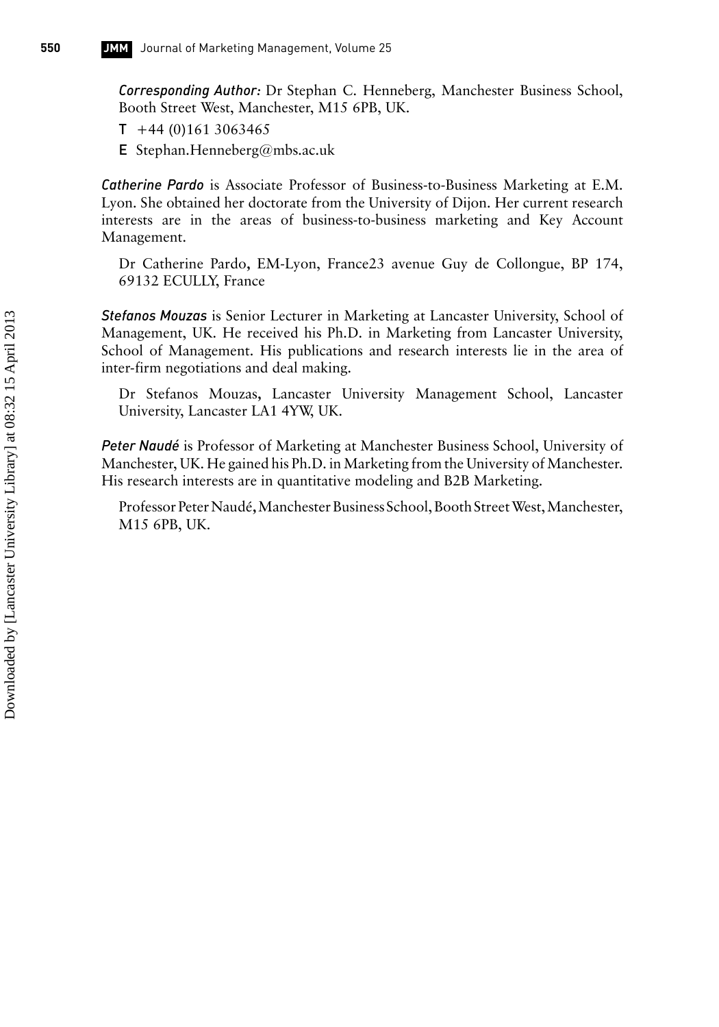*Corresponding Author:* Dr Stephan C. Henneberg, Manchester Business School, Booth Street West, Manchester, M15 6PB, UK.

**T** +44 (0)161 3063465

**E** Stephan.Henneberg@mbs.ac.uk

*Catherine Pardo* is Associate Professor of Business-to-Business Marketing at E.M. Lyon. She obtained her doctorate from the University of Dijon. Her current research interests are in the areas of business-to-business marketing and Key Account Management.

Dr Catherine Pardo, EM-Lyon, France23 avenue Guy de Collongue, BP 174, 69132 ECULLY, France

*Stefanos Mouzas* is Senior Lecturer in Marketing at Lancaster University, School of Management, UK. He received his Ph.D. in Marketing from Lancaster University, School of Management. His publications and research interests lie in the area of inter-firm negotiations and deal making.

Dr Stefanos Mouzas, Lancaster University Management School, Lancaster University, Lancaster LA1 4YW, UK.

*Peter Naudé* is Professor of Marketing at Manchester Business School, University of Manchester, UK. He gained his Ph.D. in Marketing from the University of Manchester. His research interests are in quantitative modeling and B2B Marketing.

Professor Peter Naudé, Manchester Business School, Booth Street West, Manchester, M15 6PB, UK.